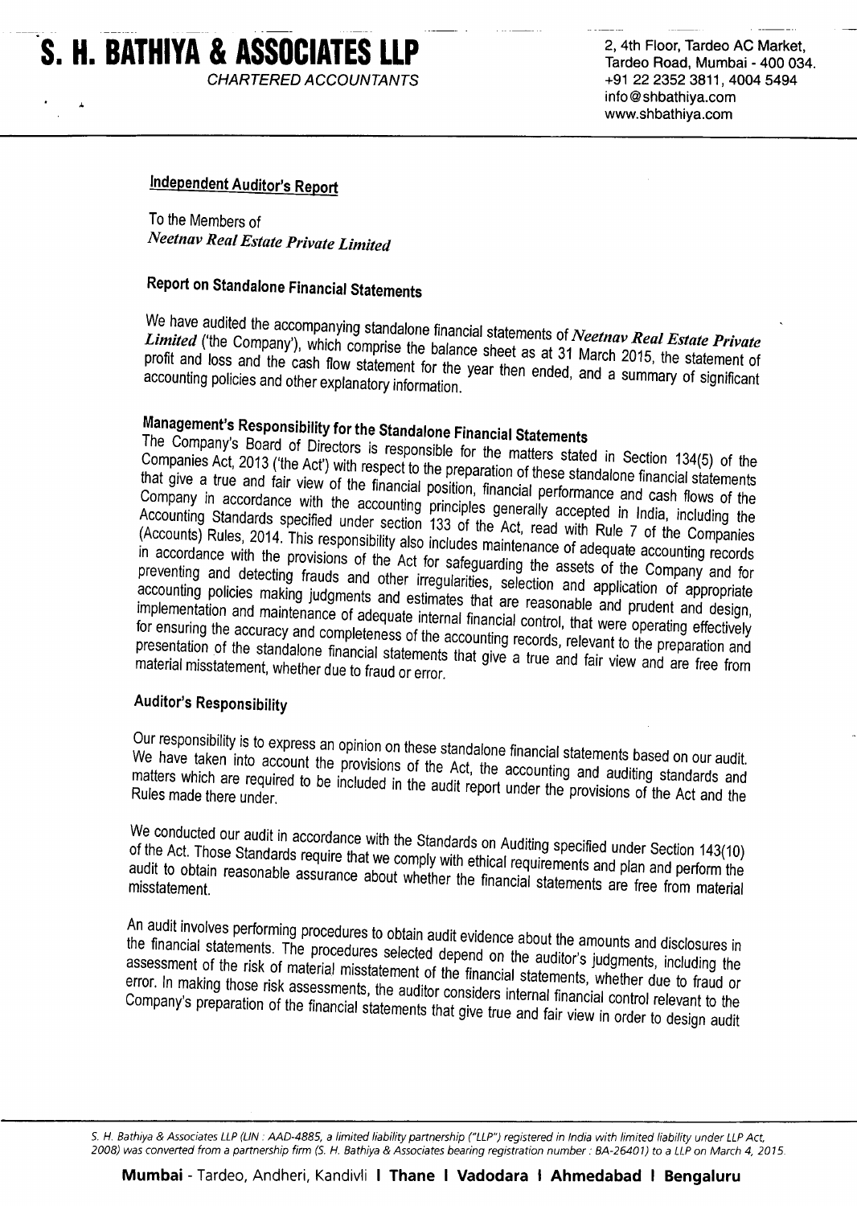# S. H. BATHIYA & ASSOCIATES LLP

CHARTERED ACCOUNTANTS

2, 4th Floor, Tardeo AC Market,
Tardeo Road, Mumbai - 400 034.
+91 22 2352 3811, 4004 5494
info@shbathiya.com
www.shbathiya.com

## Independent Auditor's Report

To the Members of
*Neetnav Real Estate Private Limited*

## Report on Standalone Financial Statements

We have audited the accompanying standalone financial statements of *Neetnav Real Estate Private Limited* ('the Company'), which comprise the balance sheet as at 31 March 2015, the statement of profit and loss and the cash flow statement for the year then ended, and a summary of significant accounting policies and other explanatory information.

## Management's Responsibility for the Standalone Financial Statements

The Company's Board of Directors is responsible for the matters stated in Section 134(5) of the Companies Act, 2013 ('the Act') with respect to the preparation of these standalone financial statements that give a true and fair view of the financial position, financial performance and cash flows of the Company in accordance with the accounting principles generally accepted in India, including the Accounting Standards specified under section 133 of the Act, read with Rule 7 of the Companies (Accounts) Rules, 2014. This responsibility also includes maintenance of adequate accounting records in accordance with the provisions of the Act for safeguarding the assets of the Company and for preventing and detecting frauds and other irregularities, selection and application of appropriate accounting policies making judgments and estimates that are reasonable and prudent and design, implementation and maintenance of adequate internal financial control, that were operating effectively for ensuring the accuracy and completeness of the accounting records, relevant to the preparation and presentation of the standalone financial statements that give a true and fair view and are free from material misstatement, whether due to fraud or error.

## Auditor's Responsibility

Our responsibility is to express an opinion on these standalone financial statements based on our audit. We have taken into account the provisions of the Act, the accounting and auditing standards and matters which are required to be included in the audit report under the provisions of the Act and the Rules made there under.

We conducted our audit in accordance with the Standards on Auditing specified under Section 143(10) of the Act. Those Standards require that we comply with ethical requirements and plan and perform the audit to obtain reasonable assurance about whether the financial statements are free from material misstatement.

An audit involves performing procedures to obtain audit evidence about the amounts and disclosures in the financial statements. The procedures selected depend on the auditor's judgments, including the assessment of the risk of material misstatement of the financial statements, whether due to fraud or error. In making those risk assessments, the auditor considers internal financial control relevant to the Company's preparation of the financial statements that give true and fair view in order to design audit

*S. H. Bathiya & Associates LLP (LIN : AAD-4885, a limited liability partnership ("LLP") registered in India with limited liability under LLP Act, 2008) was converted from a partnership firm (S. H. Bathiya & Associates bearing registration number : BA-26401) to a LLP on March 4, 2015.*

**Mumbai** - Tardeo, Andheri, Kandivli | **Thane** | **Vadodara** | **Ahmedabad** | **Bengaluru**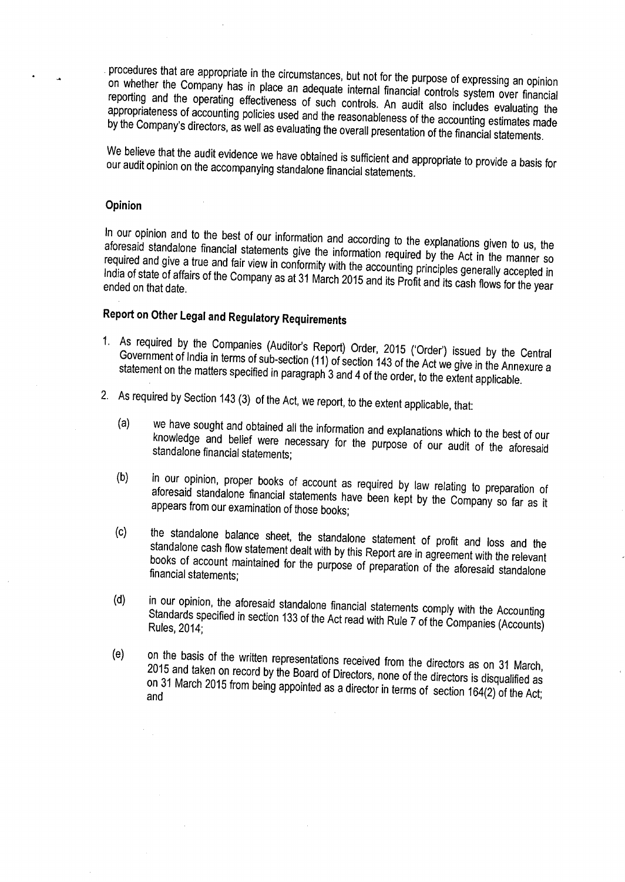procedures that are appropriate in the circumstances, but not for the purpose of expressing an opinion on whether the Company has in place an adequate internal financial controls system over financial reporting and the operating effectiveness of such controls. An audit also includes evaluating the appropriateness of accounting policies used and the reasonableness of the accounting estimates made by the Company's directors, as well as evaluating the overall presentation of the financial statements.

We believe that the audit evidence we have obtained is sufficient and appropriate to provide a basis for our audit opinion on the accompanying standalone financial statements.

## Opinion

In our opinion and to the best of our information and according to the explanations given to us, the aforesaid standalone financial statements give the information required by the Act in the manner so required and give a true and fair view in conformity with the accounting principles generally accepted in India of state of affairs of the Company as at 31 March 2015 and its Profit and its cash flows for the year ended on that date.

## Report on Other Legal and Regulatory Requirements

1. As required by the Companies (Auditor's Report) Order, 2015 ('Order') issued by the Central Government of India in terms of sub-section (11) of section 143 of the Act we give in the Annexure a statement on the matters specified in paragraph 3 and 4 of the order, to the extent applicable.

2. As required by Section 143 (3) of the Act, we report, to the extent applicable, that:

   (a) we have sought and obtained all the information and explanations which to the best of our knowledge and belief were necessary for the purpose of our audit of the aforesaid standalone financial statements;

   (b) in our opinion, proper books of account as required by law relating to preparation of aforesaid standalone financial statements have been kept by the Company so far as it appears from our examination of those books;

   (c) the standalone balance sheet, the standalone statement of profit and loss and the standalone cash flow statement dealt with by this Report are in agreement with the relevant books of account maintained for the purpose of preparation of the aforesaid standalone financial statements;

   (d) in our opinion, the aforesaid standalone financial statements comply with the Accounting Standards specified in section 133 of the Act read with Rule 7 of the Companies (Accounts) Rules, 2014;

   (e) on the basis of the written representations received from the directors as on 31 March, 2015 and taken on record by the Board of Directors, none of the directors is disqualified as on 31 March 2015 from being appointed as a director in terms of section 164(2) of the Act; and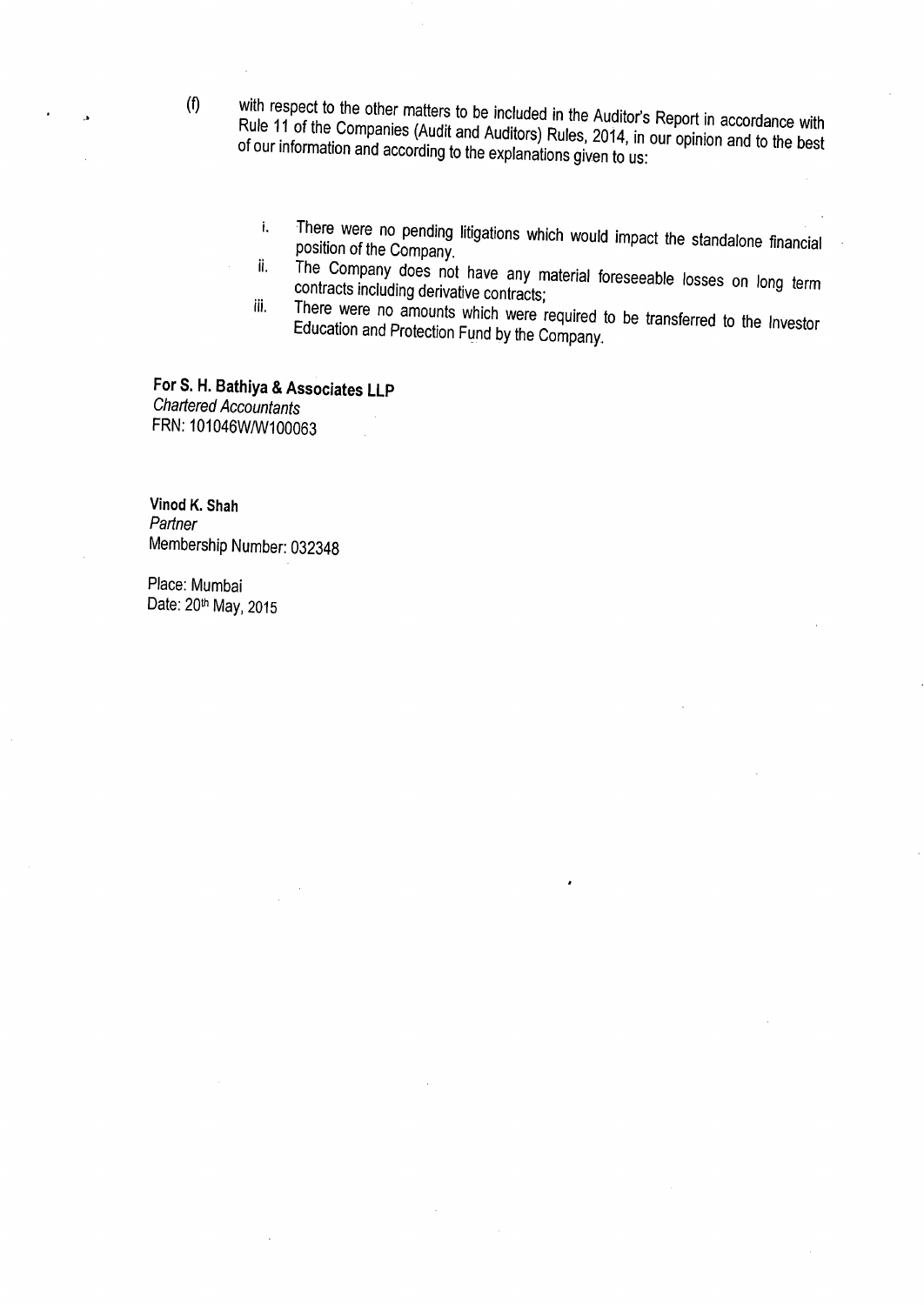(f) with respect to the other matters to be included in the Auditor's Report in accordance with Rule 11 of the Companies (Audit and Auditors) Rules, 2014, in our opinion and to the best of our information and according to the explanations given to us:

   i. There were no pending litigations which would impact the standalone financial position of the Company.
   ii. The Company does not have any material foreseeable losses on long term contracts including derivative contracts;
   iii. There were no amounts which were required to be transferred to the Investor Education and Protection Fund by the Company.

**For S. H. Bathiya & Associates LLP**
*Chartered Accountants*
FRN: 101046W/W100063

**Vinod K. Shah**
*Partner*
Membership Number: 032348

Place: Mumbai
Date: 20th May, 2015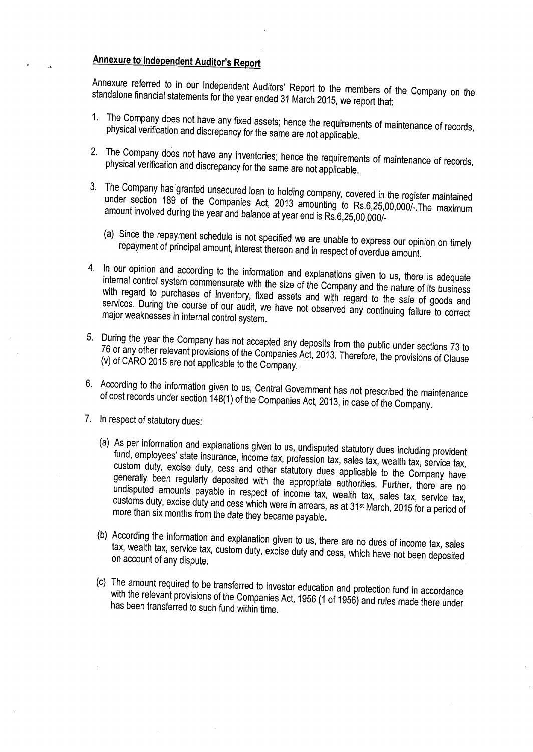## Annexure to Independent Auditor's Report

Annexure referred to in our Independent Auditors' Report to the members of the Company on the standalone financial statements for the year ended 31 March 2015, we report that:

1. The Company does not have any fixed assets; hence the requirements of maintenance of records, physical verification and discrepancy for the same are not applicable.

2. The Company does not have any inventories; hence the requirements of maintenance of records, physical verification and discrepancy for the same are not applicable.

3. The Company has granted unsecured loan to holding company, covered in the register maintained under section 189 of the Companies Act, 2013 amounting to Rs.6,25,00,000/-.The maximum amount involved during the year and balance at year end is Rs.6,25,00,000/-

   (a) Since the repayment schedule is not specified we are unable to express our opinion on timely repayment of principal amount, interest thereon and in respect of overdue amount.

4. In our opinion and according to the information and explanations given to us, there is adequate internal control system commensurate with the size of the Company and the nature of its business with regard to purchases of inventory, fixed assets and with regard to the sale of goods and services. During the course of our audit, we have not observed any continuing failure to correct major weaknesses in internal control system.

5. During the year the Company has not accepted any deposits from the public under sections 73 to 76 or any other relevant provisions of the Companies Act, 2013. Therefore, the provisions of Clause (v) of CARO 2015 are not applicable to the Company.

6. According to the information given to us, Central Government has not prescribed the maintenance of cost records under section 148(1) of the Companies Act, 2013, in case of the Company.

7. In respect of statutory dues:

   (a) As per information and explanations given to us, undisputed statutory dues including provident fund, employees' state insurance, income tax, profession tax, sales tax, wealth tax, service tax, custom duty, excise duty, cess and other statutory dues applicable to the Company have generally been regularly deposited with the appropriate authorities. Further, there are no undisputed amounts payable in respect of income tax, wealth tax, sales tax, service tax, customs duty, excise duty and cess which were in arrears, as at 31st March, 2015 for a period of more than six months from the date they became payable.

   (b) According the information and explanation given to us, there are no dues of income tax, sales tax, wealth tax, service tax, custom duty, excise duty and cess, which have not been deposited on account of any dispute.

   (c) The amount required to be transferred to investor education and protection fund in accordance with the relevant provisions of the Companies Act, 1956 (1 of 1956) and rules made there under has been transferred to such fund within time.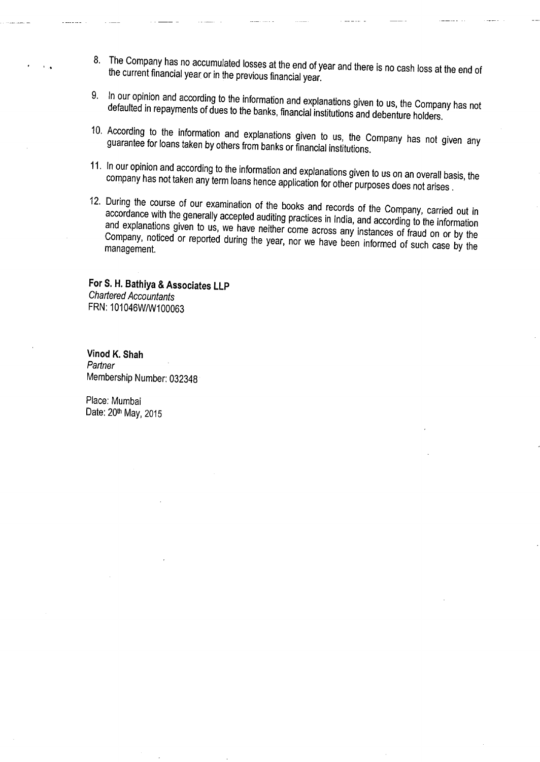8. The Company has no accumulated losses at the end of year and there is no cash loss at the end of the current financial year or in the previous financial year.

9. In our opinion and according to the information and explanations given to us, the Company has not defaulted in repayments of dues to the banks, financial institutions and debenture holders.

10. According to the information and explanations given to us, the Company has not given any guarantee for loans taken by others from banks or financial institutions.

11. In our opinion and according to the information and explanations given to us on an overall basis, the company has not taken any term loans hence application for other purposes does not arises .

12. During the course of our examination of the books and records of the Company, carried out in accordance with the generally accepted auditing practices in India, and according to the information and explanations given to us, we have neither come across any instances of fraud on or by the Company, noticed or reported during the year, nor we have been informed of such case by the management.

**For S. H. Bathiya & Associates LLP**
*Chartered Accountants*
FRN: 101046W/W100063

**Vinod K. Shah**
*Partner*
Membership Number: 032348

Place: Mumbai
Date: 20th May, 2015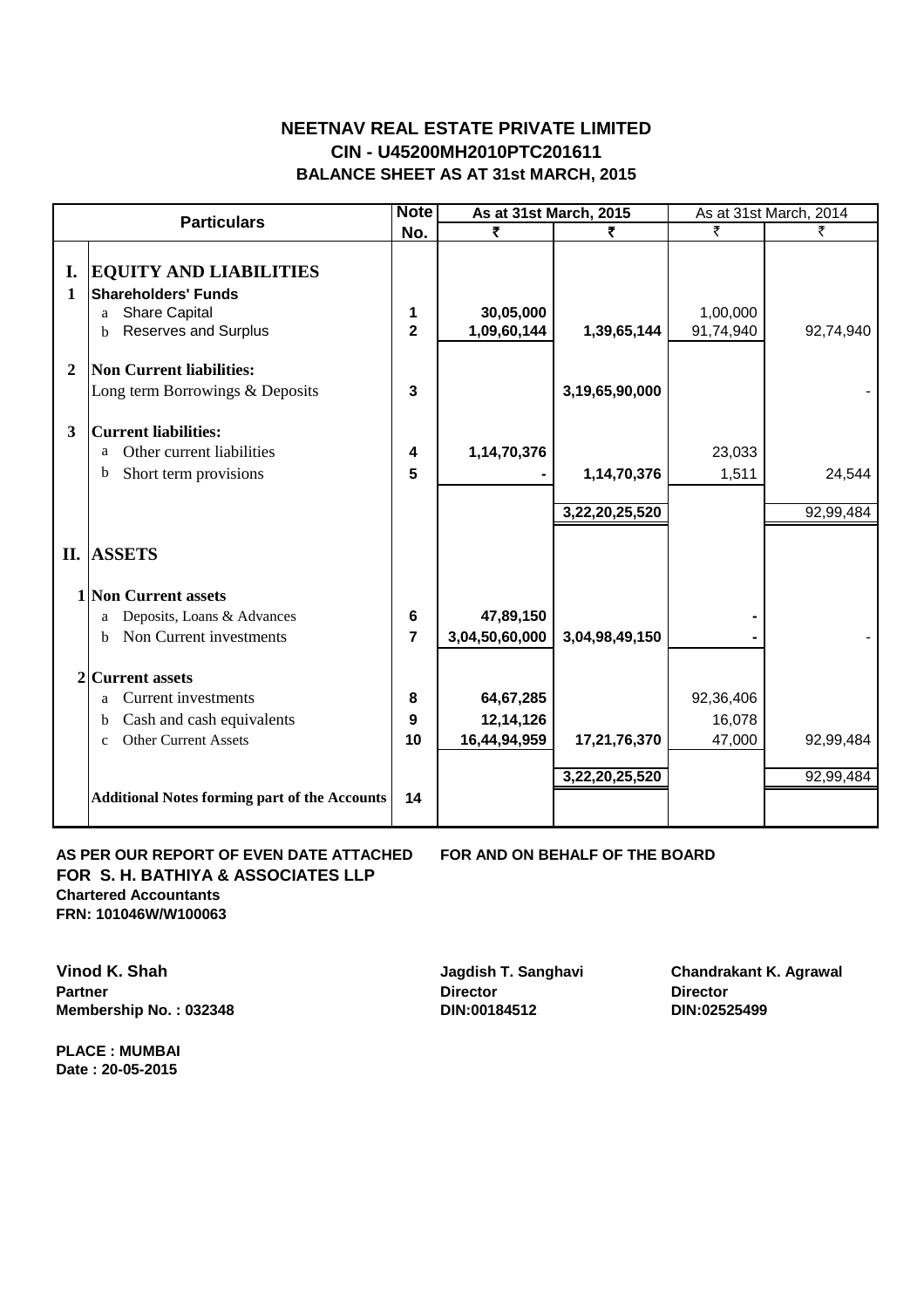# NEETNAV REAL ESTATE PRIVATE LIMITED

## CIN - U45200MH2010PTC201611

## BALANCE SHEET AS AT 31st MARCH, 2015

| | Particulars | Note No. | As at 31st March, 2015 | | As at 31st March, 2014 | |
|---|---|---|---|---|---|---|
| | | | ₹ | ₹ | ₹ | ₹ |
| **I.** | **EQUITY AND LIABILITIES** | | | | | |
| **1** | **Shareholders' Funds** | | | | | |
| | a Share Capital | 1 | 30,05,000 | | 1,00,000 | |
| | b Reserves and Surplus | 2 | 1,09,60,144 | 1,39,65,144 | 91,74,940 | 92,74,940 |
| **2** | **Non Current liabilities:** | | | | | |
| | Long term Borrowings & Deposits | 3 | | 3,19,65,90,000 | | - |
| **3** | **Current liabilities:** | | | | | |
| | a Other current liabilities | 4 | 1,14,70,376 | | 23,033 | |
| | b Short term provisions | 5 | - | 1,14,70,376 | 1,511 | 24,544 |
| | | | | 3,22,20,25,520 | | 92,99,484 |
| **II.** | **ASSETS** | | | | | |
| **1** | **Non Current assets** | | | | | |
| | a Deposits, Loans & Advances | 6 | 47,89,150 | | - | |
| | b Non Current investments | 7 | 3,04,50,60,000 | 3,04,98,49,150 | - | - |
| **2** | **Current assets** | | | | | |
| | a Current investments | 8 | 64,67,285 | | 92,36,406 | |
| | b Cash and cash equivalents | 9 | 12,14,126 | | 16,078 | |
| | c Other Current Assets | 10 | 16,44,94,959 | 17,21,76,370 | 47,000 | 92,99,484 |
| | | | | 3,22,20,25,520 | | 92,99,484 |
| | **Additional Notes forming part of the Accounts** | 14 | | | | |

**AS PER OUR REPORT OF EVEN DATE ATTACHED**
**FOR S. H. BATHIYA & ASSOCIATES LLP**
**Chartered Accountants**
**FRN: 101046W/W100063**

**FOR AND ON BEHALF OF THE BOARD**

**Vinod K. Shah**
**Partner**
**Membership No. : 032348**

**Jagdish T. Sanghavi**
**Director**
**DIN:00184512**

**Chandrakant K. Agrawal**
**Director**
**DIN:02525499**

**PLACE : MUMBAI**
**Date : 20-05-2015**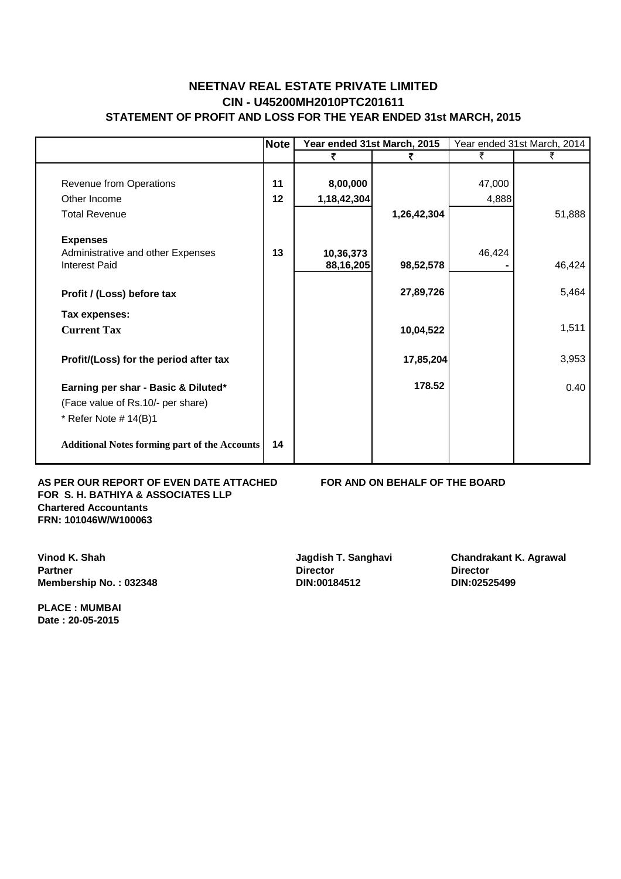# NEETNAV REAL ESTATE PRIVATE LIMITED

## CIN - U45200MH2010PTC201611

## STATEMENT OF PROFIT AND LOSS FOR THE YEAR ENDED 31st MARCH, 2015

| | Note | Year ended 31st March, 2015 | | Year ended 31st March, 2014 | |
|---|---|---|---|---|---|
| | | ₹ | ₹ | ₹ | ₹ |
| Revenue from Operations | 11 | 8,00,000 | | 47,000 | |
| Other Income | 12 | 1,18,42,304 | | 4,888 | |
| Total Revenue | | | 1,26,42,304 | | 51,888 |
| **Expenses** | | | | | |
| Administrative and other Expenses | 13 | 10,36,373 | | 46,424 | |
| Interest Paid | | 88,16,205 | 98,52,578 | - | 46,424 |
| **Profit / (Loss) before tax** | | | 27,89,726 | | 5,464 |
| **Tax expenses:** | | | | | |
| **Current Tax** | | | 10,04,522 | | 1,511 |
| **Profit/(Loss) for the period after tax** | | | 17,85,204 | | 3,953 |
| **Earning per shar - Basic & Diluted*** | | | 178.52 | | 0.40 |
| (Face value of Rs.10/- per share) | | | | | |
| * Refer Note # 14(B)1 | | | | | |
| **Additional Notes forming part of the Accounts** | 14 | | | | |

**AS PER OUR REPORT OF EVEN DATE ATTACHED**
**FOR S. H. BATHIYA & ASSOCIATES LLP**
**Chartered Accountants**
**FRN: 101046W/W100063**

**FOR AND ON BEHALF OF THE BOARD**

**Vinod K. Shah**
**Partner**
**Membership No. : 032348**

**Jagdish T. Sanghavi**
**Director**
**DIN:00184512**

**Chandrakant K. Agrawal**
**Director**
**DIN:02525499**

**PLACE : MUMBAI**
**Date : 20-05-2015**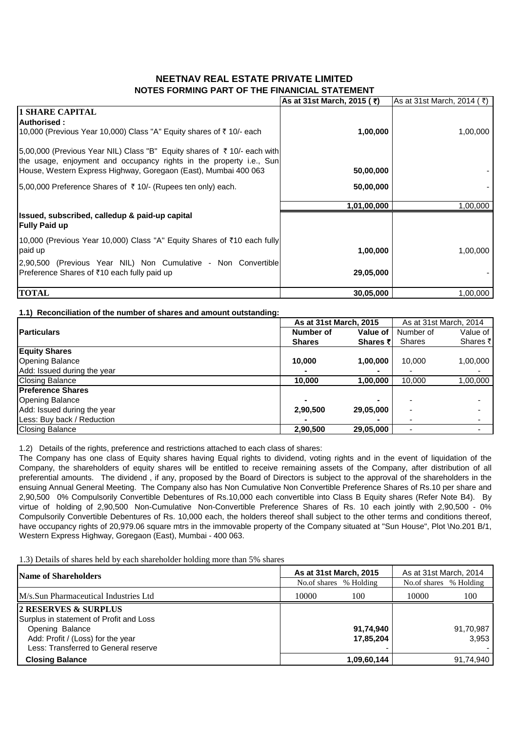# NEETNAV REAL ESTATE PRIVATE LIMITED
## NOTES FORMING PART OF THE FINANICIAL STATEMENT

| | As at 31st March, 2015 ( ₹) | As at 31st March, 2014 ( ₹) |
|---|---|---|
| **1 SHARE CAPITAL** | | |
| **Authorised :** | | |
| 10,000 (Previous Year 10,000) Class "A" Equity shares of ₹ 10/- each | **1,00,000** | 1,00,000 |
| 5,00,000 (Previous Year NIL) Class "B" Equity shares of ₹ 10/- each with the usage, enjoyment and occupancy rights in the property i.e., Sun House, Western Express Highway, Goregaon (East), Mumbai 400 063 | **50,00,000** | - |
| 5,00,000 Preference Shares of ₹ 10/- (Rupees ten only) each. | **50,00,000** | - |
| | **1,01,00,000** | 1,00,000 |
| **Issued, subscribed, calledup & paid-up capital** | | |
| **Fully Paid up** | | |
| 10,000 (Previous Year 10,000) Class "A" Equity Shares of ₹10 each fully paid up | **1,00,000** | 1,00,000 |
| 2,90,500 (Previous Year NIL) Non Cumulative - Non Convertible Preference Shares of ₹10 each fully paid up | **29,05,000** | - |
| **TOTAL** | **30,05,000** | 1,00,000 |

**1.1) Reconciliation of the number of shares and amount outstanding:**

| Particulars | As at 31st March, 2015 | | As at 31st March, 2014 | |
|---|---|---|---|---|
| | Number of Shares | Value of Shares ₹ | Number of Shares | Value of Shares ₹ |
| **Equity Shares** | | | | |
| Opening Balance | **10,000** | **1,00,000** | 10,000 | 1,00,000 |
| Add: Issued during the year | - | - | - | - |
| Closing Balance | **10,000** | **1,00,000** | 10,000 | 1,00,000 |
| **Preference Shares** | | | | |
| Opening Balance | - | - | - | - |
| Add: Issued during the year | **2,90,500** | **29,05,000** | - | - |
| Less: Buy back / Reduction | - | - | - | - |
| Closing Balance | **2,90,500** | **29,05,000** | - | - |

1.2) Details of the rights, preference and restrictions attached to each class of shares:

The Company has one class of Equity shares having Equal rights to dividend, voting rights and in the event of liquidation of the Company, the shareholders of equity shares will be entitled to receive remaining assets of the Company, after distribution of all preferential amounts. The dividend , if any, proposed by the Board of Directors is subject to the approval of the shareholders in the ensuing Annual General Meeting. The Company also has Non Cumulative Non Convertible Preference Shares of Rs.10 per share and 2,90,500 0% Compulsorily Convertible Debentures of Rs.10,000 each convertible into Class B Equity shares (Refer Note B4). By virtue of holding of 2,90,500 Non-Cumulative Non-Convertible Preference Shares of Rs. 10 each jointly with 2,90,500 - 0% Compulsorily Convertible Debentures of Rs. 10,000 each, the holders thereof shall subject to the other terms and conditions thereof, have occupancy rights of 20,979.06 square mtrs in the immovable property of the Company situated at "Sun House", Plot \No.201 B/1, Western Express Highway, Goregaon (East), Mumbai - 400 063.

1.3) Details of shares held by each shareholder holding more than 5% shares

| Name of Shareholders | As at 31st March, 2015 | | As at 31st March, 2014 | |
|---|---|---|---|---|
| | No.of shares | % Holding | No.of shares | % Holding |
| M/s.Sun Pharmaceutical Industries Ltd | 10000 | 100 | 10000 | 100 |

| | As at 31st March, 2015 ( ₹) | As at 31st March, 2014 ( ₹) |
|---|---|---|
| **2 RESERVES & SURPLUS** | | |
| Surplus in statement of Profit and Loss | | |
| Opening Balance | **91,74,940** | 91,70,987 |
| Add: Profit / (Loss) for the year | **17,85,204** | 3,953 |
| Less: Transferred to General reserve | - | - |
| **Closing Balance** | **1,09,60,144** | 91,74,940 |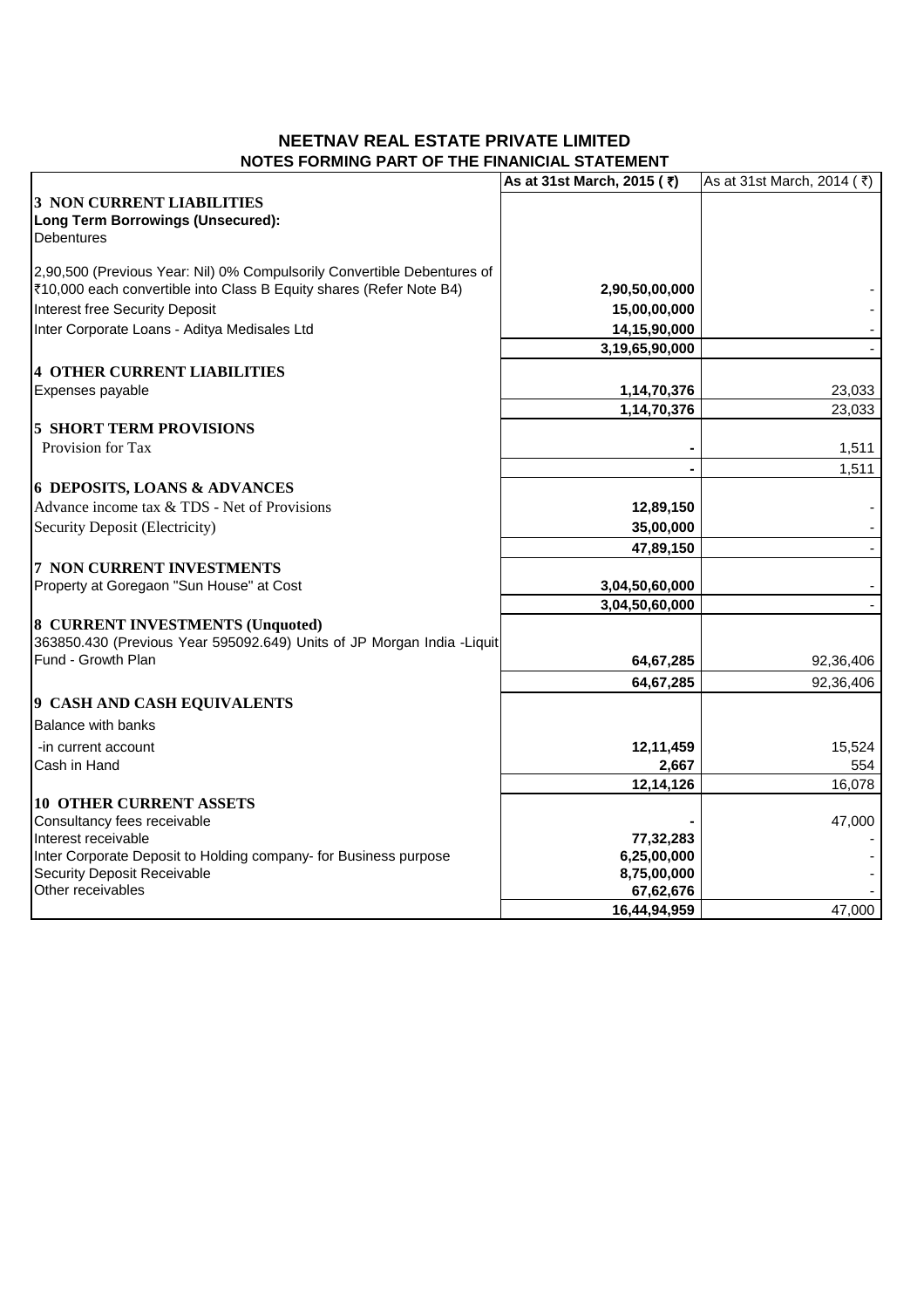# NEETNAV REAL ESTATE PRIVATE LIMITED

## NOTES FORMING PART OF THE FINANICIAL STATEMENT

| | As at 31st March, 2015 ( ₹) | As at 31st March, 2014 ( ₹) |
|---|---|---|
| **3 NON CURRENT LIABILITIES** | | |
| **Long Term Borrowings (Unsecured):** | | |
| Debentures | | |
| 2,90,500 (Previous Year: Nil) 0% Compulsorily Convertible Debentures of ₹10,000 each convertible into Class B Equity shares (Refer Note B4) | **2,90,50,00,000** | - |
| Interest free Security Deposit | **15,00,00,000** | - |
| Inter Corporate Loans - Aditya Medisales Ltd | **14,15,90,000** | - |
| | **3,19,65,90,000** | - |
| **4 OTHER CURRENT LIABILITIES** | | |
| Expenses payable | **1,14,70,376** | 23,033 |
| | **1,14,70,376** | 23,033 |
| **5 SHORT TERM PROVISIONS** | | |
| Provision for Tax | **-** | 1,511 |
| | **-** | 1,511 |
| **6 DEPOSITS, LOANS & ADVANCES** | | |
| Advance income tax & TDS - Net of Provisions | **12,89,150** | - |
| Security Deposit (Electricity) | **35,00,000** | - |
| | **47,89,150** | - |
| **7 NON CURRENT INVESTMENTS** | | |
| Property at Goregaon "Sun House" at Cost | **3,04,50,60,000** | - |
| | **3,04,50,60,000** | - |
| **8 CURRENT INVESTMENTS (Unquoted)** | | |
| 363850.430 (Previous Year 595092.649) Units of JP Morgan India -Liquit Fund - Growth Plan | **64,67,285** | 92,36,406 |
| | **64,67,285** | 92,36,406 |
| **9 CASH AND CASH EQUIVALENTS** | | |
| Balance with banks | | |
| -in current account | **12,11,459** | 15,524 |
| Cash in Hand | **2,667** | 554 |
| | **12,14,126** | 16,078 |
| **10 OTHER CURRENT ASSETS** | | |
| Consultancy fees receivable | **-** | 47,000 |
| Interest receivable | **77,32,283** | - |
| Inter Corporate Deposit to Holding company- for Business purpose | **6,25,00,000** | - |
| Security Deposit Receivable | **8,75,00,000** | - |
| Other receivables | **67,62,676** | - |
| | **16,44,94,959** | 47,000 |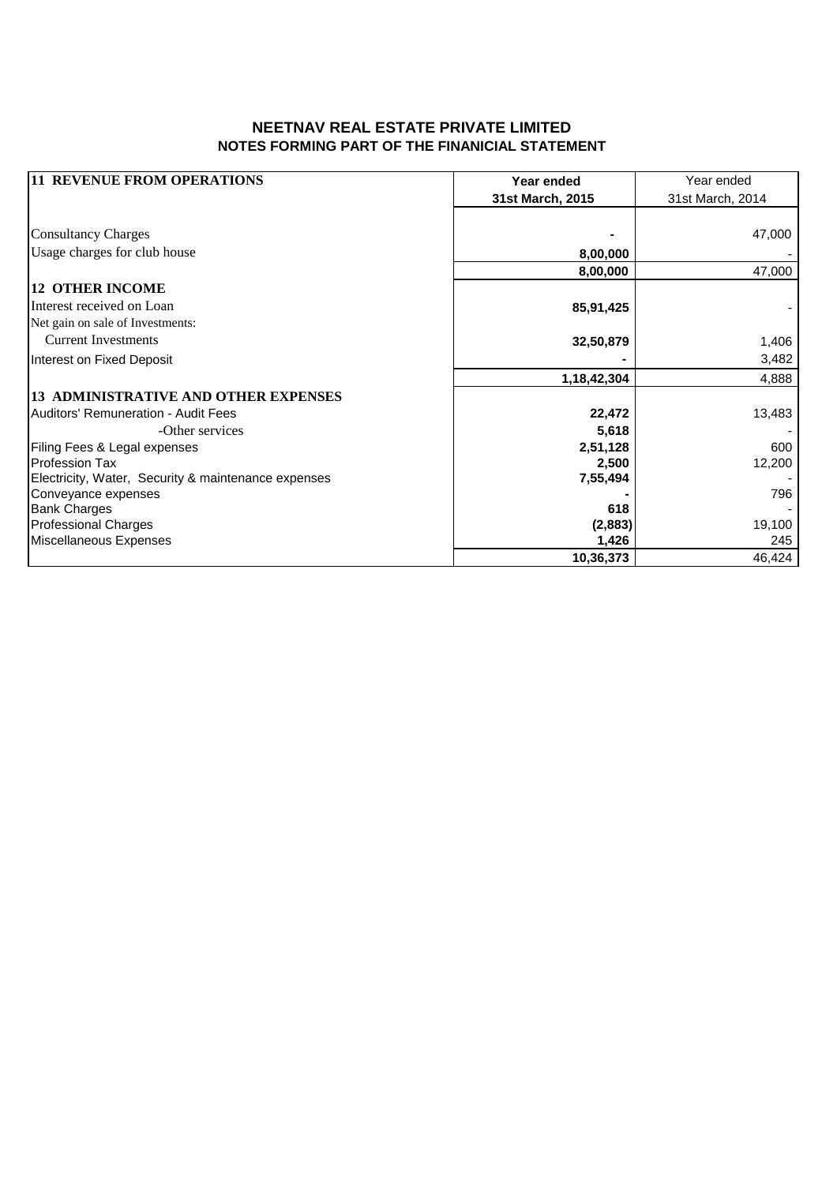# NEETNAV REAL ESTATE PRIVATE LIMITED
## NOTES FORMING PART OF THE FINANICIAL STATEMENT

| 11 REVENUE FROM OPERATIONS | Year ended 31st March, 2015 | Year ended 31st March, 2014 |
|---|---|---|
| Consultancy Charges | - | 47,000 |
| Usage charges for club house | 8,00,000 | - |
| | 8,00,000 | 47,000 |
| **12 OTHER INCOME** | | |
| Interest received on Loan | 85,91,425 | - |
| Net gain on sale of Investments: | | |
| Current Investments | 32,50,879 | 1,406 |
| Interest on Fixed Deposit | - | 3,482 |
| | 1,18,42,304 | 4,888 |
| **13 ADMINISTRATIVE AND OTHER EXPENSES** | | |
| Auditors' Remuneration - Audit Fees | 22,472 | 13,483 |
| -Other services | 5,618 | - |
| Filing Fees & Legal expenses | 2,51,128 | 600 |
| Profession Tax | 2,500 | 12,200 |
| Electricity, Water, Security & maintenance expenses | 7,55,494 | - |
| Conveyance expenses | - | 796 |
| Bank Charges | 618 | - |
| Professional Charges | (2,883) | 19,100 |
| Miscellaneous Expenses | 1,426 | 245 |
| | 10,36,373 | 46,424 |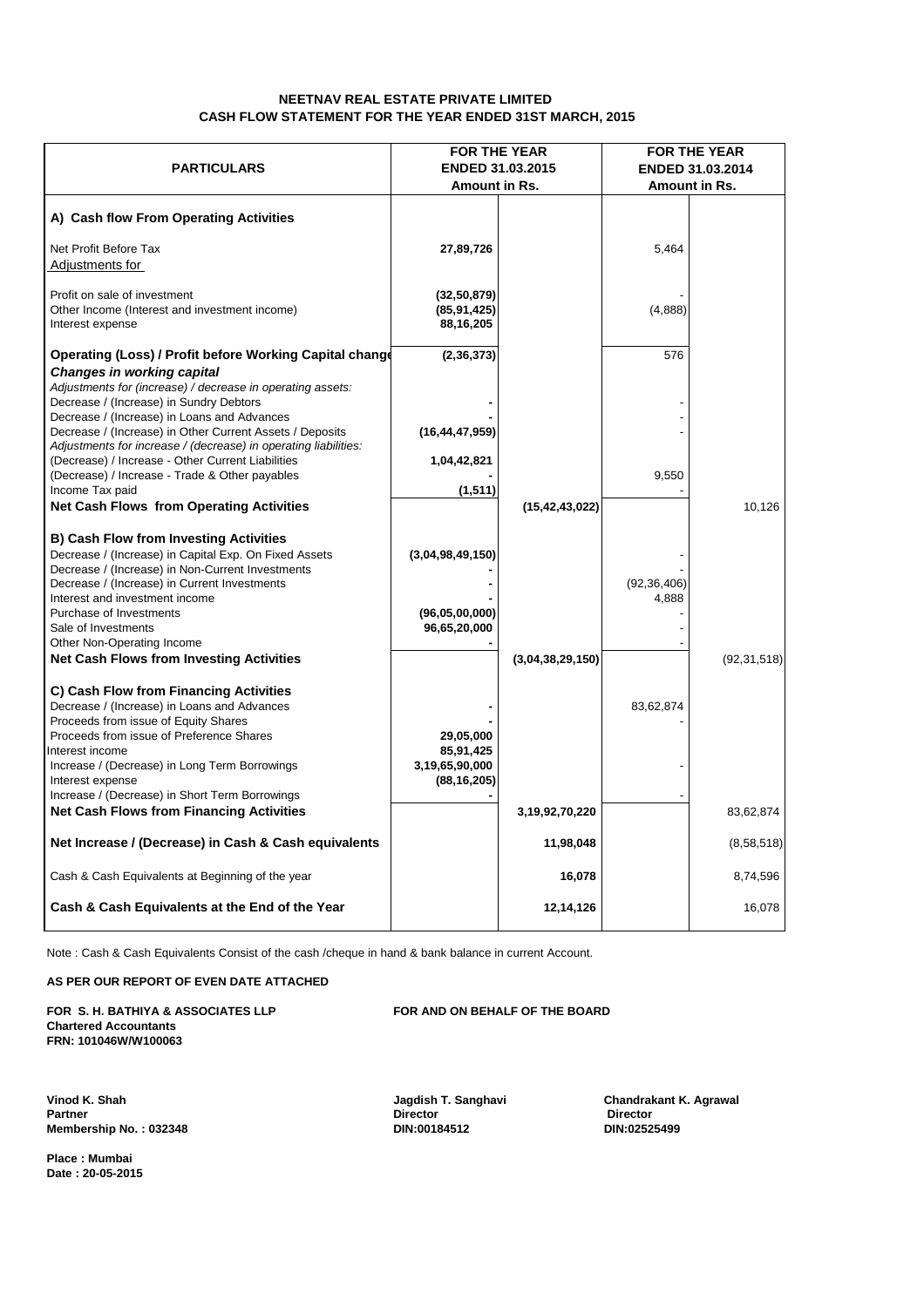# NEETNAV REAL ESTATE PRIVATE LIMITED
## CASH FLOW STATEMENT FOR THE YEAR ENDED 31ST MARCH, 2015

| PARTICULARS | FOR THE YEAR ENDED 31.03.2015 Amount in Rs. | | FOR THE YEAR ENDED 31.03.2014 Amount in Rs. | |
|---|---|---|---|---|
| **A) Cash flow From Operating Activities** | | | | |
| Net Profit Before Tax | **27,89,726** | | 5,464 | |
| Adjustments for | | | | |
| Profit on sale of investment | **(32,50,879)** | | - | |
| Other Income (Interest and investment income) | **(85,91,425)** | | (4,888) | |
| Interest expense | **88,16,205** | | | |
| **Operating (Loss) / Profit before Working Capital change** | **(2,36,373)** | | 576 | |
| ***Changes in working capital*** | | | | |
| *Adjustments for (increase) / decrease in operating assets:* | | | | |
| Decrease / (Increase) in Sundry Debtors | **-** | | - | |
| Decrease / (Increase) in Loans and Advances | **-** | | - | |
| Decrease / (Increase) in Other Current Assets / Deposits | **(16,44,47,959)** | | - | |
| *Adjustments for increase / (decrease) in operating liabilities:* | | | | |
| (Decrease) / Increase - Other Current Liabilities | **1,04,42,821** | | | |
| (Decrease) / Increase - Trade & Other payables | **-** | | 9,550 | |
| Income Tax paid | **(1,511)** | | - | |
| **Net Cash Flows from Operating Activities** | | **(15,42,43,022)** | | 10,126 |
| **B) Cash Flow from Investing Activities** | | | | |
| Decrease / (Increase) in Capital Exp. On Fixed Assets | **(3,04,98,49,150)** | | - | |
| Decrease / (Increase) in Non-Current Investments | **-** | | - | |
| Decrease / (Increase) in Current Investments | **-** | | (92,36,406) | |
| Interest and investment income | **-** | | 4,888 | |
| Purchase of Investments | **(96,05,00,000)** | | - | |
| Sale of Investments | **96,65,20,000** | | - | |
| Other Non-Operating Income | **-** | | - | |
| **Net Cash Flows from Investing Activities** | | **(3,04,38,29,150)** | | (92,31,518) |
| **C) Cash Flow from Financing Activities** | | | | |
| Decrease / (Increase) in Loans and Advances | **-** | | 83,62,874 | |
| Proceeds from issue of Equity Shares | **-** | | - | |
| Proceeds from issue of Preference Shares | **29,05,000** | | | |
| Interest income | **85,91,425** | | | |
| Increase / (Decrease) in Long Term Borrowings | **3,19,65,90,000** | | - | |
| Interest expense | **(88,16,205)** | | | |
| Increase / (Decrease) in Short Term Borrowings | **-** | | - | |
| **Net Cash Flows from Financing Activities** | | **3,19,92,70,220** | | 83,62,874 |
| **Net Increase / (Decrease) in Cash & Cash equivalents** | | **11,98,048** | | (8,58,518) |
| Cash & Cash Equivalents at Beginning of the year | | **16,078** | | 8,74,596 |
| **Cash & Cash Equivalents at the End of the Year** | | **12,14,126** | | 16,078 |

Note : Cash & Cash Equivalents Consist of the cash /cheque in hand & bank balance in current Account.

**AS PER OUR REPORT OF EVEN DATE ATTACHED**

**FOR S. H. BATHIYA & ASSOCIATES LLP**
**Chartered Accountants**
**FRN: 101046W/W100063**

**FOR AND ON BEHALF OF THE BOARD**

**Vinod K. Shah**
**Partner**
**Membership No. : 032348**

**Jagdish T. Sanghavi**
**Director**
**DIN:00184512**

**Chandrakant K. Agrawal**
**Director**
**DIN:02525499**

**Place : Mumbai**
**Date : 20-05-2015**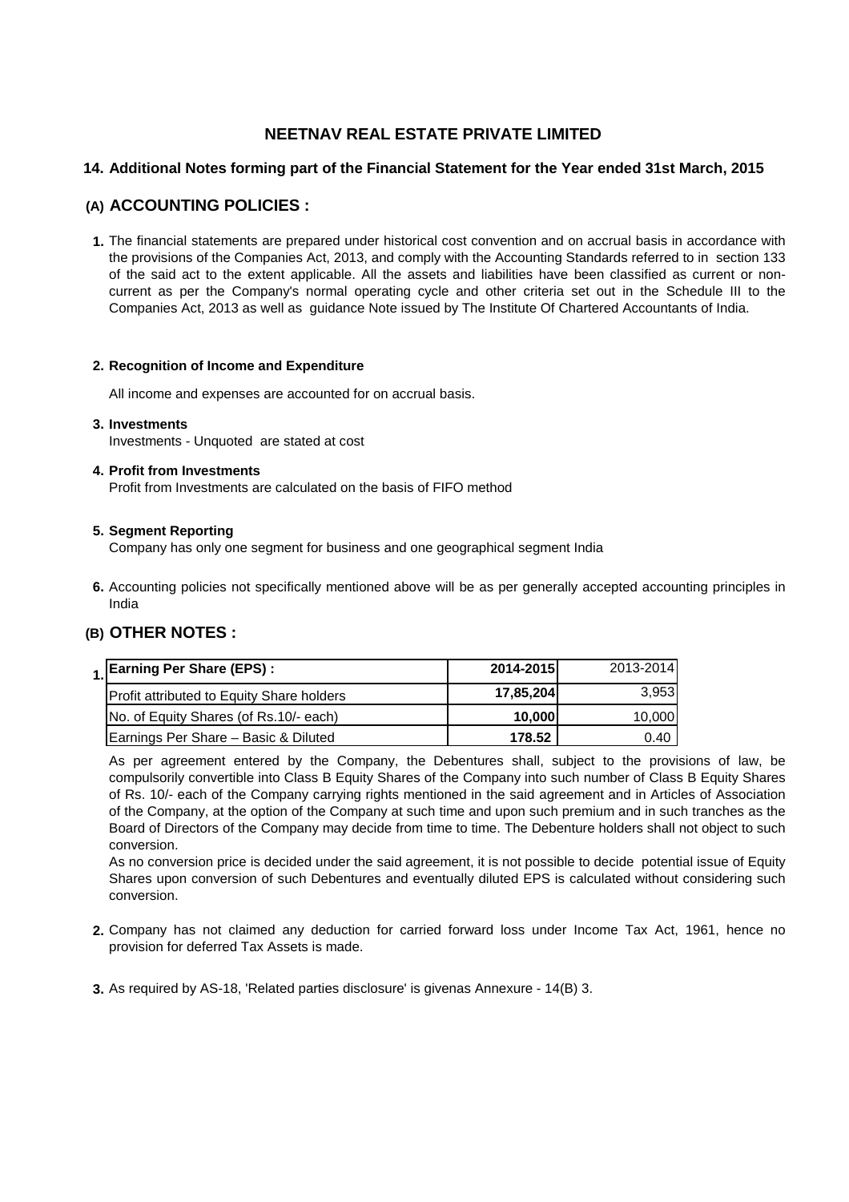# NEETNAV REAL ESTATE PRIVATE LIMITED

## 14. Additional Notes forming part of the Financial Statement for the Year ended 31st March, 2015

## (A) ACCOUNTING POLICIES :

**1.** The financial statements are prepared under historical cost convention and on accrual basis in accordance with the provisions of the Companies Act, 2013, and comply with the Accounting Standards referred to in section 133 of the said act to the extent applicable. All the assets and liabilities have been classified as current or non-current as per the Company's normal operating cycle and other criteria set out in the Schedule III to the Companies Act, 2013 as well as guidance Note issued by The Institute Of Chartered Accountants of India.

**2. Recognition of Income and Expenditure**

All income and expenses are accounted for on accrual basis.

**3. Investments**

Investments - Unquoted are stated at cost

**4. Profit from Investments**

Profit from Investments are calculated on the basis of FIFO method

**5. Segment Reporting**

Company has only one segment for business and one geographical segment India

**6.** Accounting policies not specifically mentioned above will be as per generally accepted accounting principles in India

## (B) OTHER NOTES :

**1.**

| Earning Per Share (EPS) : | 2014-2015 | 2013-2014 |
|---|---|---|
| Profit attributed to Equity Share holders | **17,85,204** | 3,953 |
| No. of Equity Shares (of Rs.10/- each) | **10,000** | 10,000 |
| Earnings Per Share – Basic & Diluted | **178.52** | 0.40 |

As per agreement entered by the Company, the Debentures shall, subject to the provisions of law, be compulsorily convertible into Class B Equity Shares of the Company into such number of Class B Equity Shares of Rs. 10/- each of the Company carrying rights mentioned in the said agreement and in Articles of Association of the Company, at the option of the Company at such time and upon such premium and in such tranches as the Board of Directors of the Company may decide from time to time. The Debenture holders shall not object to such conversion.

As no conversion price is decided under the said agreement, it is not possible to decide potential issue of Equity Shares upon conversion of such Debentures and eventually diluted EPS is calculated without considering such conversion.

**2.** Company has not claimed any deduction for carried forward loss under Income Tax Act, 1961, hence no provision for deferred Tax Assets is made.

**3.** As required by AS-18, 'Related parties disclosure' is givenas Annexure - 14(B) 3.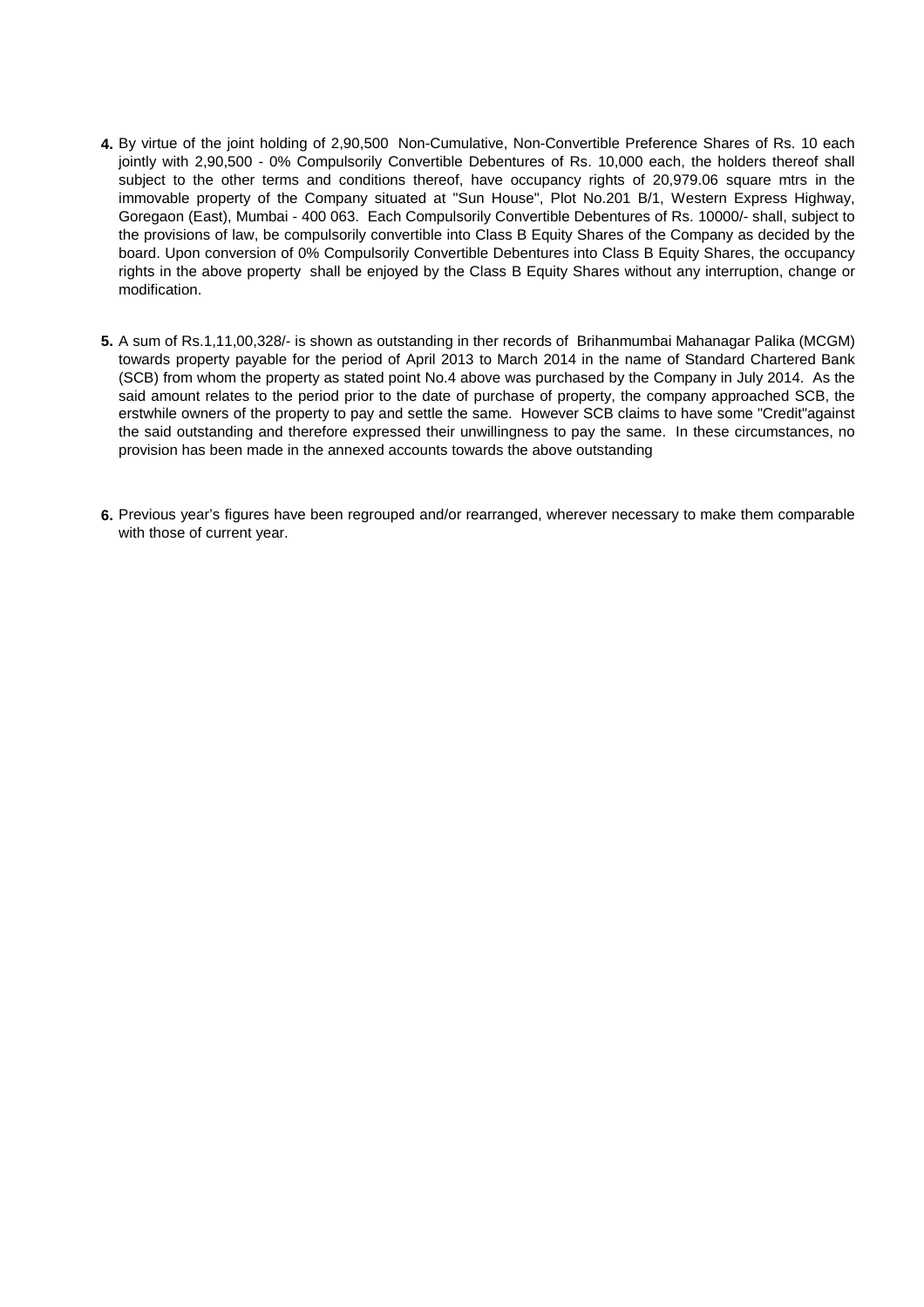4. By virtue of the joint holding of 2,90,500  Non-Cumulative, Non-Convertible Preference Shares of Rs. 10 each jointly with 2,90,500 - 0% Compulsorily Convertible Debentures of Rs. 10,000 each, the holders thereof shall subject to the other terms and conditions thereof, have occupancy rights of 20,979.06 square mtrs in the immovable property of the Company situated at "Sun House", Plot No.201 B/1, Western Express Highway, Goregaon (East), Mumbai - 400 063.  Each Compulsorily Convertible Debentures of Rs. 10000/- shall, subject to the provisions of law, be compulsorily convertible into Class B Equity Shares of the Company as decided by the board. Upon conversion of 0% Compulsorily Convertible Debentures into Class B Equity Shares, the occupancy rights in the above property  shall be enjoyed by the Class B Equity Shares without any interruption, change or modification.

5. A sum of Rs.1,11,00,328/- is shown as outstanding in ther records of  Brihanmumbai Mahanagar Palika (MCGM) towards property payable for the period of April 2013 to March 2014 in the name of Standard Chartered Bank (SCB) from whom the property as stated point No.4 above was purchased by the Company in July 2014.  As the said amount relates to the period prior to the date of purchase of property, the company approached SCB, the erstwhile owners of the property to pay and settle the same.  However SCB claims to have some "Credit"against the said outstanding and therefore expressed their unwillingness to pay the same.  In these circumstances, no provision has been made in the annexed accounts towards the above outstanding

6. Previous year's figures have been regrouped and/or rearranged, wherever necessary to make them comparable with those of current year.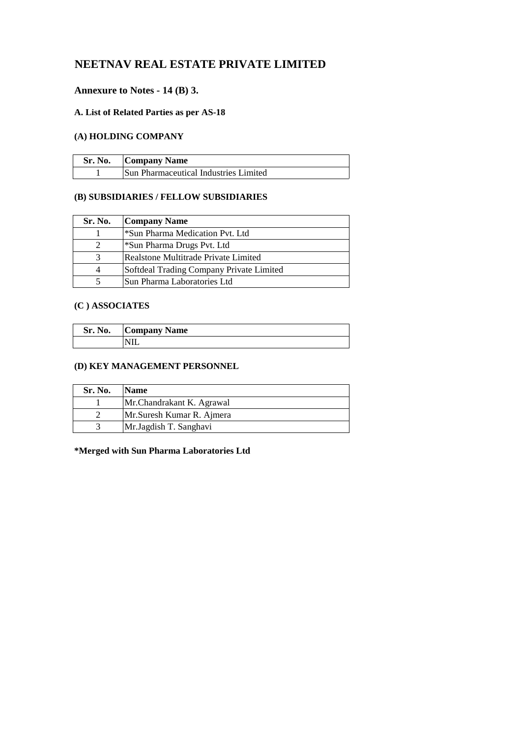# NEETNAV REAL ESTATE PRIVATE LIMITED

### Annexure to Notes - 14 (B) 3.

**A. List of Related Parties as per AS-18**

**(A) HOLDING COMPANY**

| Sr. No. | Company Name |
|---|---|
| 1 | Sun Pharmaceutical Industries Limited |

**(B) SUBSIDIARIES / FELLOW SUBSIDIARIES**

| Sr. No. | Company Name |
|---|---|
| 1 | *Sun Pharma Medication Pvt. Ltd |
| 2 | *Sun Pharma Drugs Pvt. Ltd |
| 3 | Realstone Multitrade Private Limited |
| 4 | Softdeal Trading Company Private Limited |
| 5 | Sun Pharma Laboratories Ltd |

**(C ) ASSOCIATES**

| Sr. No. | Company Name |
|---|---|
| | NIL |

**(D) KEY MANAGEMENT PERSONNEL**

| Sr. No. | Name |
|---|---|
| 1 | Mr.Chandrakant K. Agrawal |
| 2 | Mr.Suresh Kumar R. Ajmera |
| 3 | Mr.Jagdish T. Sanghavi |

**\*Merged with Sun Pharma Laboratories Ltd**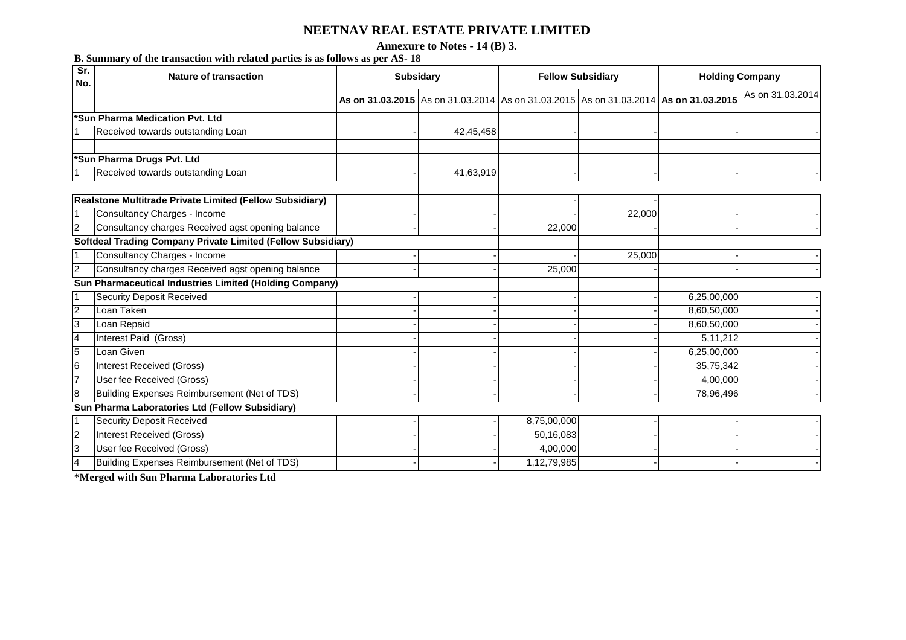# NEETNAV REAL ESTATE PRIVATE LIMITED

## Annexure to Notes - 14 (B) 3.

**B. Summary of the transaction with related parties is as follows as per AS- 18**

| Sr. No. | Nature of transaction | Subsidary | | Fellow Subsidiary | | Holding Company | |
|---|---|---|---|---|---|---|---|
| | | **As on 31.03.2015** | As on 31.03.2014 | As on 31.03.2015 | As on 31.03.2014 | **As on 31.03.2015** | As on 31.03.2014 |
| | **\*Sun Pharma Medication Pvt. Ltd** | | | | | | |
| 1 | Received towards outstanding Loan | - | 42,45,458 | - | - | - | - |
| | | | | | | | |
| | **\*Sun Pharma Drugs Pvt. Ltd** | | | | | | |
| 1 | Received towards outstanding Loan | - | 41,63,919 | - | - | - | - |
| | | | | | | | |
| | **Realstone Multitrade Private Limited (Fellow Subsidiary)** | | | - | - | | |
| 1 | Consultancy Charges - Income | - | - | - | 22,000 | - | - |
| 2 | Consultancy charges Received agst opening balance | - | - | 22,000 | - | - | - |
| | **Softdeal Trading Company Private Limited (Fellow Subsidiary)** | | | | | | |
| 1 | Consultancy Charges - Income | - | - | - | 25,000 | - | - |
| 2 | Consultancy charges Received agst opening balance | - | - | 25,000 | - | - | - |
| | **Sun Pharmaceutical Industries Limited (Holding Company)** | | | | | | |
| 1 | Security Deposit Received | - | - | - | - | 6,25,00,000 | - |
| 2 | Loan Taken | - | - | - | - | 8,60,50,000 | - |
| 3 | Loan Repaid | - | - | - | - | 8,60,50,000 | - |
| 4 | Interest Paid (Gross) | - | - | - | - | 5,11,212 | - |
| 5 | Loan Given | - | - | - | - | 6,25,00,000 | - |
| 6 | Interest Received (Gross) | - | - | - | - | 35,75,342 | - |
| 7 | User fee Received (Gross) | - | - | - | - | 4,00,000 | - |
| 8 | Building Expenses Reimbursement (Net of TDS) | - | - | - | - | 78,96,496 | - |
| | **Sun Pharma Laboratories Ltd (Fellow Subsidiary)** | | | | | | |
| 1 | Security Deposit Received | - | - | 8,75,00,000 | - | - | - |
| 2 | Interest Received (Gross) | - | - | 50,16,083 | - | - | - |
| 3 | User fee Received (Gross) | - | - | 4,00,000 | - | - | - |
| 4 | Building Expenses Reimbursement (Net of TDS) | - | - | 1,12,79,985 | - | - | - |

**\*Merged with Sun Pharma Laboratories Ltd**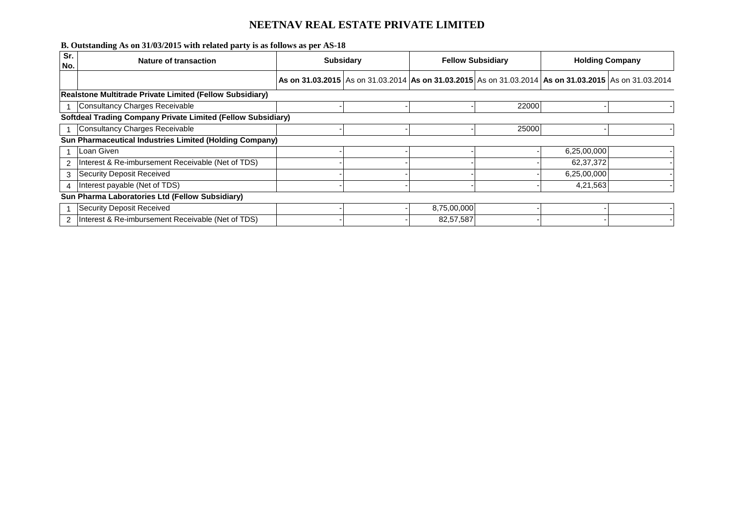# NEETNAV REAL ESTATE PRIVATE LIMITED

**B. Outstanding As on 31/03/2015 with related party is as follows as per AS-18**

| Sr. No. | Nature of transaction | Subsidary | | Fellow Subsidiary | | Holding Company | |
|---|---|---|---|---|---|---|---|
| | | **As on 31.03.2015** | As on 31.03.2014 | **As on 31.03.2015** | As on 31.03.2014 | **As on 31.03.2015** | As on 31.03.2014 |
| **Realstone Multitrade Private Limited (Fellow Subsidiary)** | | | | | | | |
| 1 | Consultancy Charges Receivable | - | - | - | 22000 | - | - |
| **Softdeal Trading Company Private Limited (Fellow Subsidiary)** | | | | | | | |
| 1 | Consultancy Charges Receivable | - | - | - | 25000 | - | - |
| **Sun Pharmaceutical Industries Limited (Holding Company)** | | | | | | | |
| 1 | Loan Given | - | - | - | - | 6,25,00,000 | - |
| 2 | Interest & Re-imbursement Receivable (Net of TDS) | - | - | - | - | 62,37,372 | - |
| 3 | Security Deposit Received | - | - | - | - | 6,25,00,000 | - |
| 4 | Interest payable (Net of TDS) | - | - | - | - | 4,21,563 | - |
| **Sun Pharma Laboratories Ltd (Fellow Subsidiary)** | | | | | | | |
| 1 | Security Deposit Received | - | - | 8,75,00,000 | - | - | - |
| 2 | Interest & Re-imbursement Receivable (Net of TDS) | - | - | 82,57,587 | - | - | - |